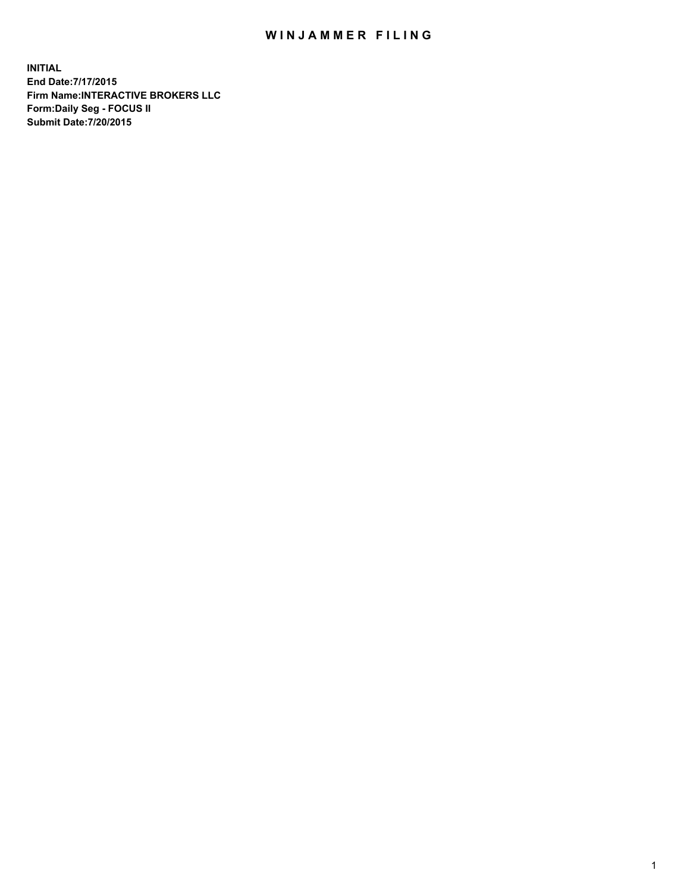# WINJAMMER FILING

**INITIAL**
**End Date:7/17/2015**
**Firm Name:INTERACTIVE BROKERS LLC**
**Form:Daily Seg - FOCUS II**
**Submit Date:7/20/2015**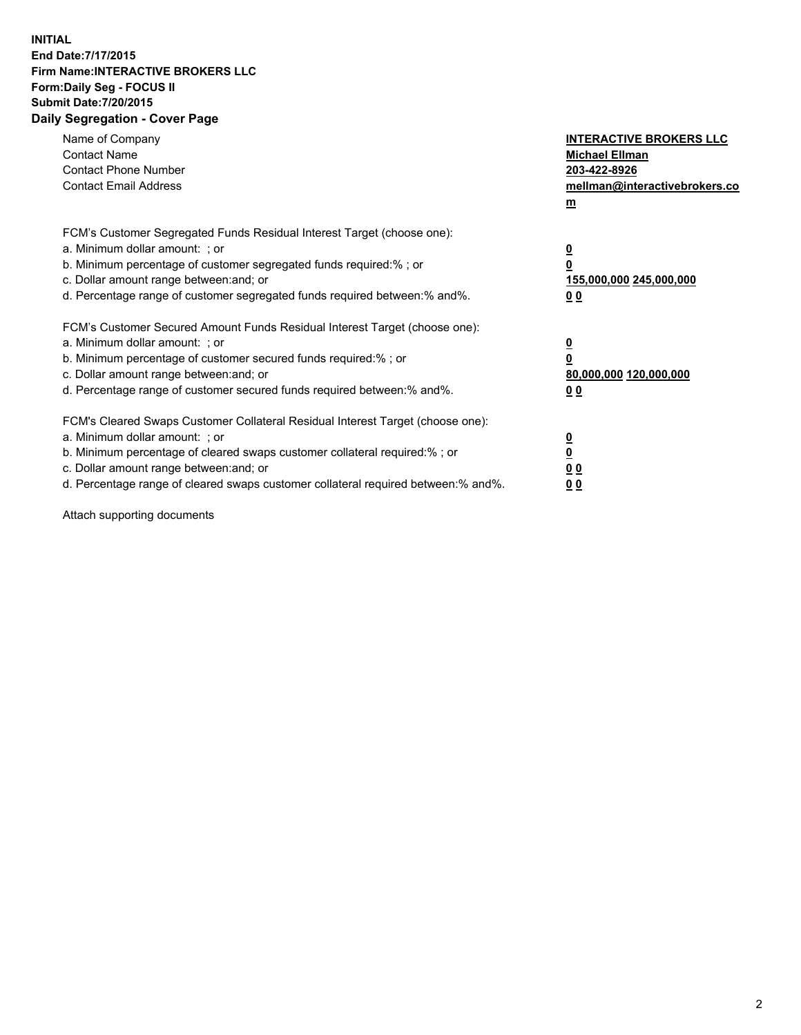**INITIAL**
**End Date:7/17/2015**
**Firm Name:INTERACTIVE BROKERS LLC**
**Form:Daily Seg - FOCUS II**
**Submit Date:7/20/2015**

## Daily Segregation - Cover Page

| | |
|---|---|
| Name of Company | **INTERACTIVE BROKERS LLC** |
| Contact Name | **Michael Ellman** |
| Contact Phone Number | **203-422-8926** |
| Contact Email Address | **mellman@interactivebrokers.com** |

FCM's Customer Segregated Funds Residual Interest Target (choose one):

| | |
|---|---|
| a. Minimum dollar amount: ; or | **0** |
| b. Minimum percentage of customer segregated funds required:% ; or | **0** |
| c. Dollar amount range between:and; or | **155,000,000 245,000,000** |
| d. Percentage range of customer segregated funds required between:% and%. | **0 0** |

FCM's Customer Secured Amount Funds Residual Interest Target (choose one):

| | |
|---|---|
| a. Minimum dollar amount: ; or | **0** |
| b. Minimum percentage of customer secured funds required:% ; or | **0** |
| c. Dollar amount range between:and; or | **80,000,000 120,000,000** |
| d. Percentage range of customer secured funds required between:% and%. | **0 0** |

FCM's Cleared Swaps Customer Collateral Residual Interest Target (choose one):

| | |
|---|---|
| a. Minimum dollar amount: ; or | **0** |
| b. Minimum percentage of cleared swaps customer collateral required:% ; or | **0** |
| c. Dollar amount range between:and; or | **0 0** |
| d. Percentage range of cleared swaps customer collateral required between:% and%. | **0 0** |

Attach supporting documents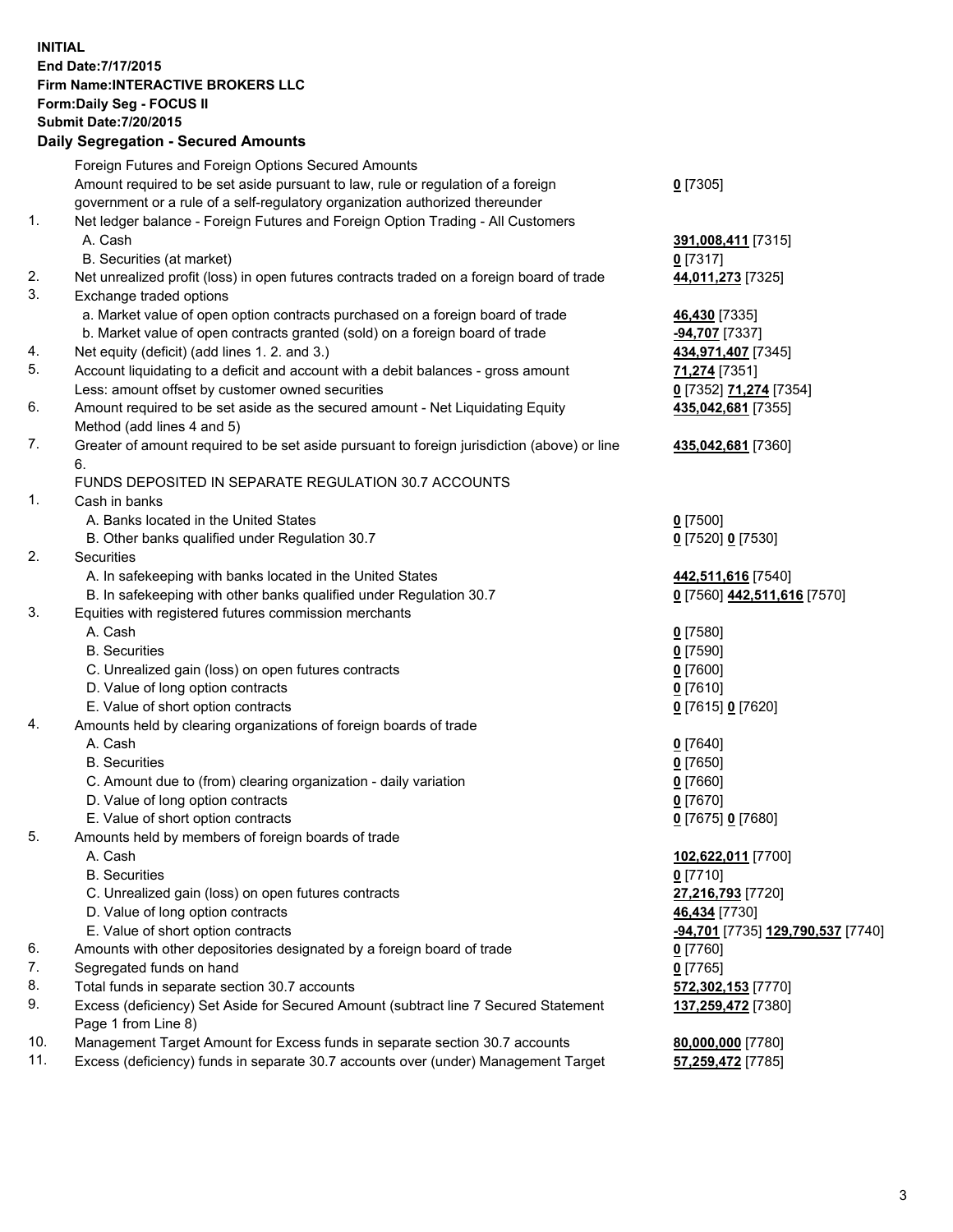**INITIAL**
**End Date:7/17/2015**
**Firm Name:INTERACTIVE BROKERS LLC**
**Form:Daily Seg - FOCUS II**
**Submit Date:7/20/2015**

**Daily Segregation - Secured Amounts**

| | | |
|---|---|---|
| | Foreign Futures and Foreign Options Secured Amounts | |
| | Amount required to be set aside pursuant to law, rule or regulation of a foreign government or a rule of a self-regulatory organization authorized thereunder | **0** [7305] |
| 1. | Net ledger balance - Foreign Futures and Foreign Option Trading - All Customers | |
| | A. Cash | **391,008,411** [7315] |
| | B. Securities (at market) | **0** [7317] |
| 2. | Net unrealized profit (loss) in open futures contracts traded on a foreign board of trade | **44,011,273** [7325] |
| 3. | Exchange traded options | |
| | a. Market value of open option contracts purchased on a foreign board of trade | **46,430** [7335] |
| | b. Market value of open contracts granted (sold) on a foreign board of trade | **-94,707** [7337] |
| 4. | Net equity (deficit) (add lines 1. 2. and 3.) | **434,971,407** [7345] |
| 5. | Account liquidating to a deficit and account with a debit balances - gross amount | **71,274** [7351] |
| | Less: amount offset by customer owned securities | **0** [7352] **71,274** [7354] |
| 6. | Amount required to be set aside as the secured amount - Net Liquidating Equity Method (add lines 4 and 5) | **435,042,681** [7355] |
| 7. | Greater of amount required to be set aside pursuant to foreign jurisdiction (above) or line 6. | **435,042,681** [7360] |
| | FUNDS DEPOSITED IN SEPARATE REGULATION 30.7 ACCOUNTS | |
| 1. | Cash in banks | |
| | A. Banks located in the United States | **0** [7500] |
| | B. Other banks qualified under Regulation 30.7 | **0** [7520] **0** [7530] |
| 2. | Securities | |
| | A. In safekeeping with banks located in the United States | **442,511,616** [7540] |
| | B. In safekeeping with other banks qualified under Regulation 30.7 | **0** [7560] **442,511,616** [7570] |
| 3. | Equities with registered futures commission merchants | |
| | A. Cash | **0** [7580] |
| | B. Securities | **0** [7590] |
| | C. Unrealized gain (loss) on open futures contracts | **0** [7600] |
| | D. Value of long option contracts | **0** [7610] |
| | E. Value of short option contracts | **0** [7615] **0** [7620] |
| 4. | Amounts held by clearing organizations of foreign boards of trade | |
| | A. Cash | **0** [7640] |
| | B. Securities | **0** [7650] |
| | C. Amount due to (from) clearing organization - daily variation | **0** [7660] |
| | D. Value of long option contracts | **0** [7670] |
| | E. Value of short option contracts | **0** [7675] **0** [7680] |
| 5. | Amounts held by members of foreign boards of trade | |
| | A. Cash | **102,622,011** [7700] |
| | B. Securities | **0** [7710] |
| | C. Unrealized gain (loss) on open futures contracts | **27,216,793** [7720] |
| | D. Value of long option contracts | **46,434** [7730] |
| | E. Value of short option contracts | **-94,701** [7735] **129,790,537** [7740] |
| 6. | Amounts with other depositories designated by a foreign board of trade | **0** [7760] |
| 7. | Segregated funds on hand | **0** [7765] |
| 8. | Total funds in separate section 30.7 accounts | **572,302,153** [7770] |
| 9. | Excess (deficiency) Set Aside for Secured Amount (subtract line 7 Secured Statement Page 1 from Line 8) | **137,259,472** [7380] |
| 10. | Management Target Amount for Excess funds in separate section 30.7 accounts | **80,000,000** [7780] |
| 11. | Excess (deficiency) funds in separate 30.7 accounts over (under) Management Target | **57,259,472** [7785] |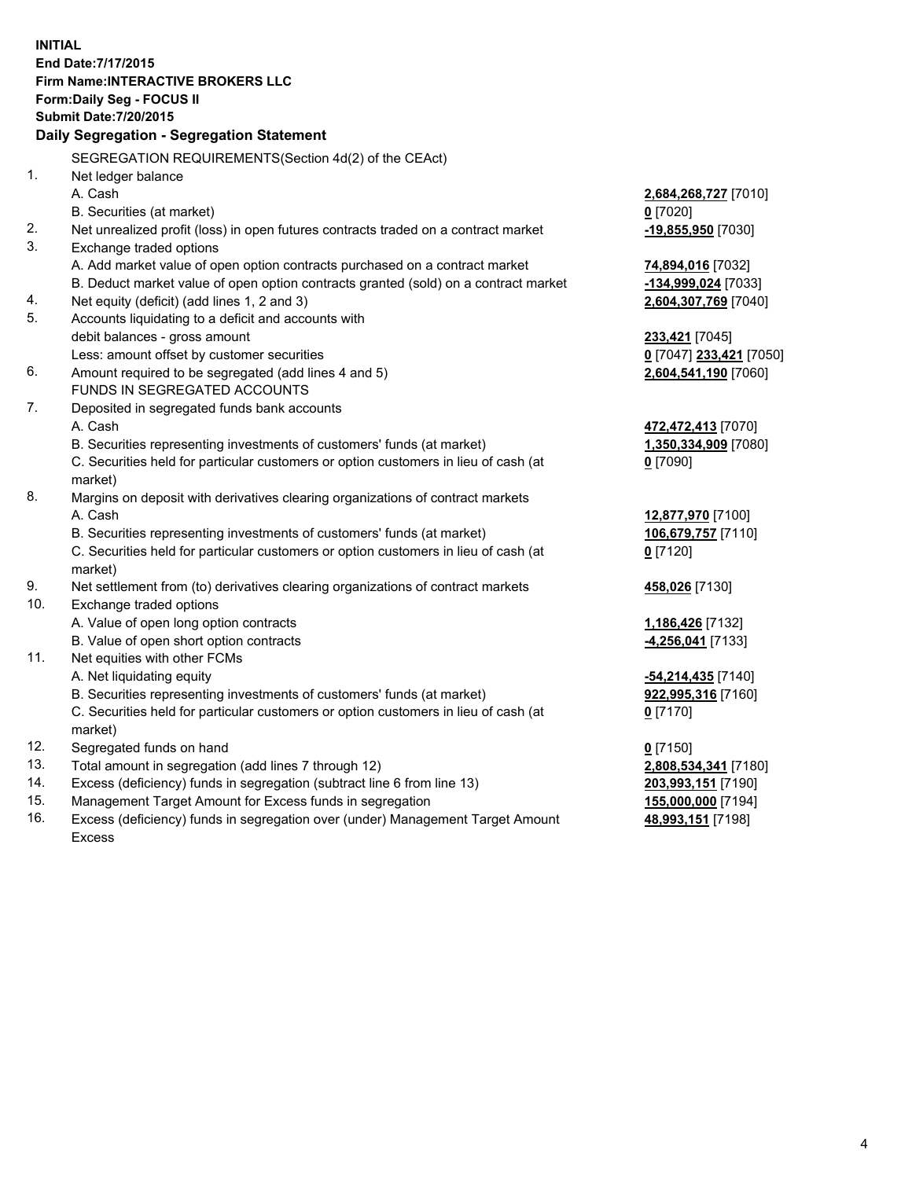**INITIAL**
**End Date:7/17/2015**
**Firm Name:INTERACTIVE BROKERS LLC**
**Form:Daily Seg - FOCUS II**
**Submit Date:7/20/2015**

## Daily Segregation - Segregation Statement

SEGREGATION REQUIREMENTS(Section 4d(2) of the CEAct)

| | | |
|---|---|---|
| 1. | Net ledger balance | |
| | A. Cash | **2,684,268,727** [7010] |
| | B. Securities (at market) | **0** [7020] |
| 2. | Net unrealized profit (loss) in open futures contracts traded on a contract market | **-19,855,950** [7030] |
| 3. | Exchange traded options | |
| | A. Add market value of open option contracts purchased on a contract market | **74,894,016** [7032] |
| | B. Deduct market value of open option contracts granted (sold) on a contract market | **-134,999,024** [7033] |
| 4. | Net equity (deficit) (add lines 1, 2 and 3) | **2,604,307,769** [7040] |
| 5. | Accounts liquidating to a deficit and accounts with | |
| | debit balances - gross amount | **233,421** [7045] |
| | Less: amount offset by customer securities | **0** [7047] **233,421** [7050] |
| 6. | Amount required to be segregated (add lines 4 and 5) | **2,604,541,190** [7060] |
| | FUNDS IN SEGREGATED ACCOUNTS | |
| 7. | Deposited in segregated funds bank accounts | |
| | A. Cash | **472,472,413** [7070] |
| | B. Securities representing investments of customers' funds (at market) | **1,350,334,909** [7080] |
| | C. Securities held for particular customers or option customers in lieu of cash (at market) | **0** [7090] |
| 8. | Margins on deposit with derivatives clearing organizations of contract markets | |
| | A. Cash | **12,877,970** [7100] |
| | B. Securities representing investments of customers' funds (at market) | **106,679,757** [7110] |
| | C. Securities held for particular customers or option customers in lieu of cash (at market) | **0** [7120] |
| 9. | Net settlement from (to) derivatives clearing organizations of contract markets | **458,026** [7130] |
| 10. | Exchange traded options | |
| | A. Value of open long option contracts | **1,186,426** [7132] |
| | B. Value of open short option contracts | **-4,256,041** [7133] |
| 11. | Net equities with other FCMs | |
| | A. Net liquidating equity | **-54,214,435** [7140] |
| | B. Securities representing investments of customers' funds (at market) | **922,995,316** [7160] |
| | C. Securities held for particular customers or option customers in lieu of cash (at market) | **0** [7170] |
| 12. | Segregated funds on hand | **0** [7150] |
| 13. | Total amount in segregation (add lines 7 through 12) | **2,808,534,341** [7180] |
| 14. | Excess (deficiency) funds in segregation (subtract line 6 from line 13) | **203,993,151** [7190] |
| 15. | Management Target Amount for Excess funds in segregation | **155,000,000** [7194] |
| 16. | Excess (deficiency) funds in segregation over (under) Management Target Amount Excess | **48,993,151** [7198] |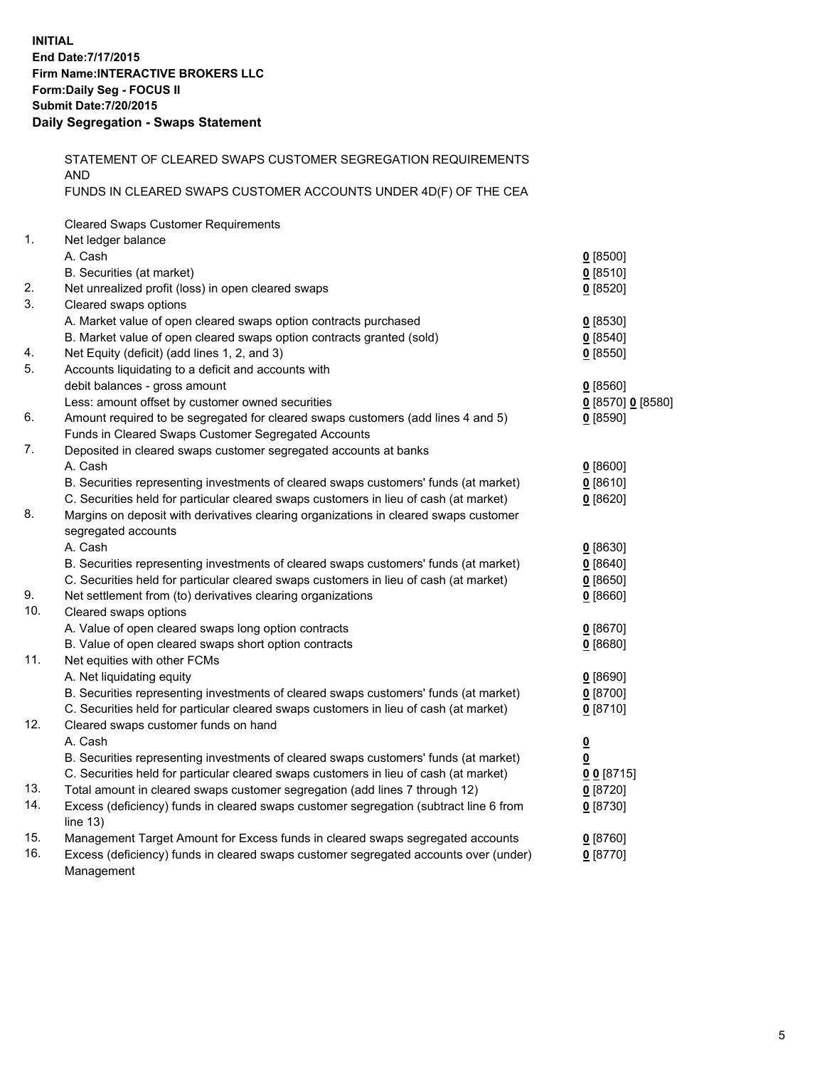**INITIAL**
**End Date:7/17/2015**
**Firm Name:INTERACTIVE BROKERS LLC**
**Form:Daily Seg - FOCUS II**
**Submit Date:7/20/2015**
**Daily Segregation - Swaps Statement**

STATEMENT OF CLEARED SWAPS CUSTOMER SEGREGATION REQUIREMENTS
AND
FUNDS IN CLEARED SWAPS CUSTOMER ACCOUNTS UNDER 4D(F) OF THE CEA

| | | |
|---|---|---|
| | Cleared Swaps Customer Requirements | |
| 1. | Net ledger balance | |
| | A. Cash | 0 [8500] |
| | B. Securities (at market) | 0 [8510] |
| 2. | Net unrealized profit (loss) in open cleared swaps | 0 [8520] |
| 3. | Cleared swaps options | |
| | A. Market value of open cleared swaps option contracts purchased | 0 [8530] |
| | B. Market value of open cleared swaps option contracts granted (sold) | 0 [8540] |
| 4. | Net Equity (deficit) (add lines 1, 2, and 3) | 0 [8550] |
| 5. | Accounts liquidating to a deficit and accounts with | |
| | debit balances - gross amount | 0 [8560] |
| | Less: amount offset by customer owned securities | 0 [8570] 0 [8580] |
| 6. | Amount required to be segregated for cleared swaps customers (add lines 4 and 5) | 0 [8590] |
| | Funds in Cleared Swaps Customer Segregated Accounts | |
| 7. | Deposited in cleared swaps customer segregated accounts at banks | |
| | A. Cash | 0 [8600] |
| | B. Securities representing investments of cleared swaps customers' funds (at market) | 0 [8610] |
| | C. Securities held for particular cleared swaps customers in lieu of cash (at market) | 0 [8620] |
| 8. | Margins on deposit with derivatives clearing organizations in cleared swaps customer segregated accounts | |
| | A. Cash | 0 [8630] |
| | B. Securities representing investments of cleared swaps customers' funds (at market) | 0 [8640] |
| | C. Securities held for particular cleared swaps customers in lieu of cash (at market) | 0 [8650] |
| 9. | Net settlement from (to) derivatives clearing organizations | 0 [8660] |
| 10. | Cleared swaps options | |
| | A. Value of open cleared swaps long option contracts | 0 [8670] |
| | B. Value of open cleared swaps short option contracts | 0 [8680] |
| 11. | Net equities with other FCMs | |
| | A. Net liquidating equity | 0 [8690] |
| | B. Securities representing investments of cleared swaps customers' funds (at market) | 0 [8700] |
| | C. Securities held for particular cleared swaps customers in lieu of cash (at market) | 0 [8710] |
| 12. | Cleared swaps customer funds on hand | |
| | A. Cash | 0 |
| | B. Securities representing investments of cleared swaps customers' funds (at market) | 0 |
| | C. Securities held for particular cleared swaps customers in lieu of cash (at market) | 0 0 [8715] |
| 13. | Total amount in cleared swaps customer segregation (add lines 7 through 12) | 0 [8720] |
| 14. | Excess (deficiency) funds in cleared swaps customer segregation (subtract line 6 from line 13) | 0 [8730] |
| 15. | Management Target Amount for Excess funds in cleared swaps segregated accounts | 0 [8760] |
| 16. | Excess (deficiency) funds in cleared swaps customer segregated accounts over (under) Management | 0 [8770] |